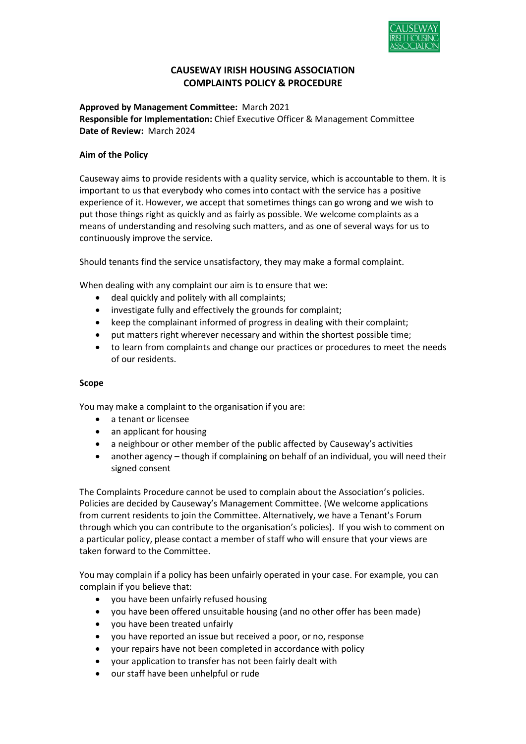# CAUSEWAY IRISH HOUSING ASSOCIATION
# COMPLAINTS POLICY & PROCEDURE

**Approved by Management Committee:** March 2021
**Responsible for Implementation:** Chief Executive Officer & Management Committee
**Date of Review:** March 2024

**Aim of the Policy**

Causeway aims to provide residents with a quality service, which is accountable to them. It is important to us that everybody who comes into contact with the service has a positive experience of it. However, we accept that sometimes things can go wrong and we wish to put those things right as quickly and as fairly as possible. We welcome complaints as a means of understanding and resolving such matters, and as one of several ways for us to continuously improve the service.

Should tenants find the service unsatisfactory, they may make a formal complaint.

When dealing with any complaint our aim is to ensure that we:

- deal quickly and politely with all complaints;
- investigate fully and effectively the grounds for complaint;
- keep the complainant informed of progress in dealing with their complaint;
- put matters right wherever necessary and within the shortest possible time;
- to learn from complaints and change our practices or procedures to meet the needs of our residents.

**Scope**

You may make a complaint to the organisation if you are:

- a tenant or licensee
- an applicant for housing
- a neighbour or other member of the public affected by Causeway's activities
- another agency – though if complaining on behalf of an individual, you will need their signed consent

The Complaints Procedure cannot be used to complain about the Association's policies. Policies are decided by Causeway's Management Committee. (We welcome applications from current residents to join the Committee. Alternatively, we have a Tenant's Forum through which you can contribute to the organisation's policies). If you wish to comment on a particular policy, please contact a member of staff who will ensure that your views are taken forward to the Committee.

You may complain if a policy has been unfairly operated in your case. For example, you can complain if you believe that:

- you have been unfairly refused housing
- you have been offered unsuitable housing (and no other offer has been made)
- you have been treated unfairly
- you have reported an issue but received a poor, or no, response
- your repairs have not been completed in accordance with policy
- your application to transfer has not been fairly dealt with
- our staff have been unhelpful or rude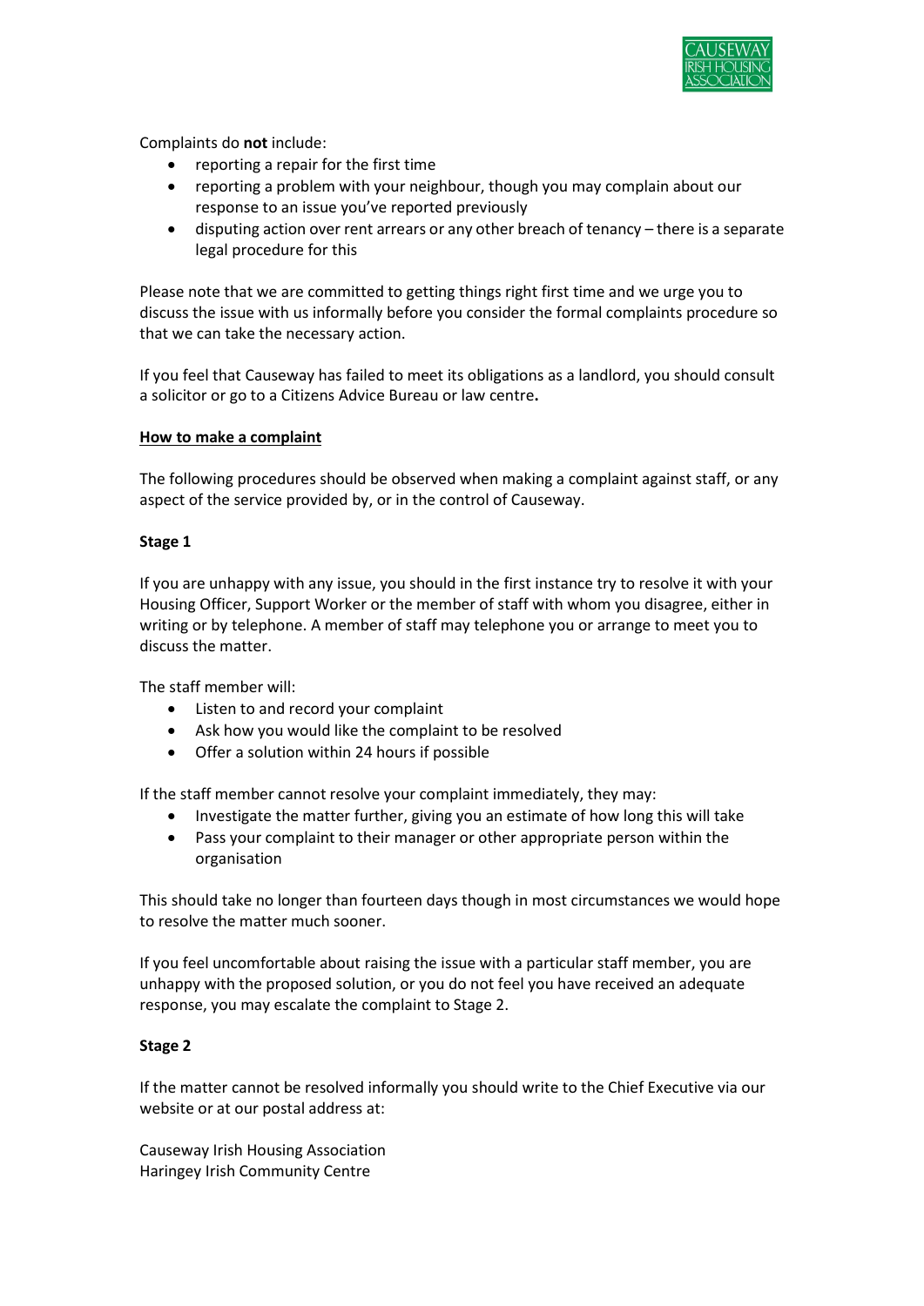Complaints do **not** include:

- reporting a repair for the first time
- reporting a problem with your neighbour, though you may complain about our response to an issue you've reported previously
- disputing action over rent arrears or any other breach of tenancy – there is a separate legal procedure for this

Please note that we are committed to getting things right first time and we urge you to discuss the issue with us informally before you consider the formal complaints procedure so that we can take the necessary action.

If you feel that Causeway has failed to meet its obligations as a landlord, you should consult a solicitor or go to a Citizens Advice Bureau or law centre**.**

**<u>How to make a complaint</u>**

The following procedures should be observed when making a complaint against staff, or any aspect of the service provided by, or in the control of Causeway.

**Stage 1**

If you are unhappy with any issue, you should in the first instance try to resolve it with your Housing Officer, Support Worker or the member of staff with whom you disagree, either in writing or by telephone. A member of staff may telephone you or arrange to meet you to discuss the matter.

The staff member will:

- Listen to and record your complaint
- Ask how you would like the complaint to be resolved
- Offer a solution within 24 hours if possible

If the staff member cannot resolve your complaint immediately, they may:

- Investigate the matter further, giving you an estimate of how long this will take
- Pass your complaint to their manager or other appropriate person within the organisation

This should take no longer than fourteen days though in most circumstances we would hope to resolve the matter much sooner.

If you feel uncomfortable about raising the issue with a particular staff member, you are unhappy with the proposed solution, or you do not feel you have received an adequate response, you may escalate the complaint to Stage 2.

**Stage 2**

If the matter cannot be resolved informally you should write to the Chief Executive via our website or at our postal address at:

Causeway Irish Housing Association
Haringey Irish Community Centre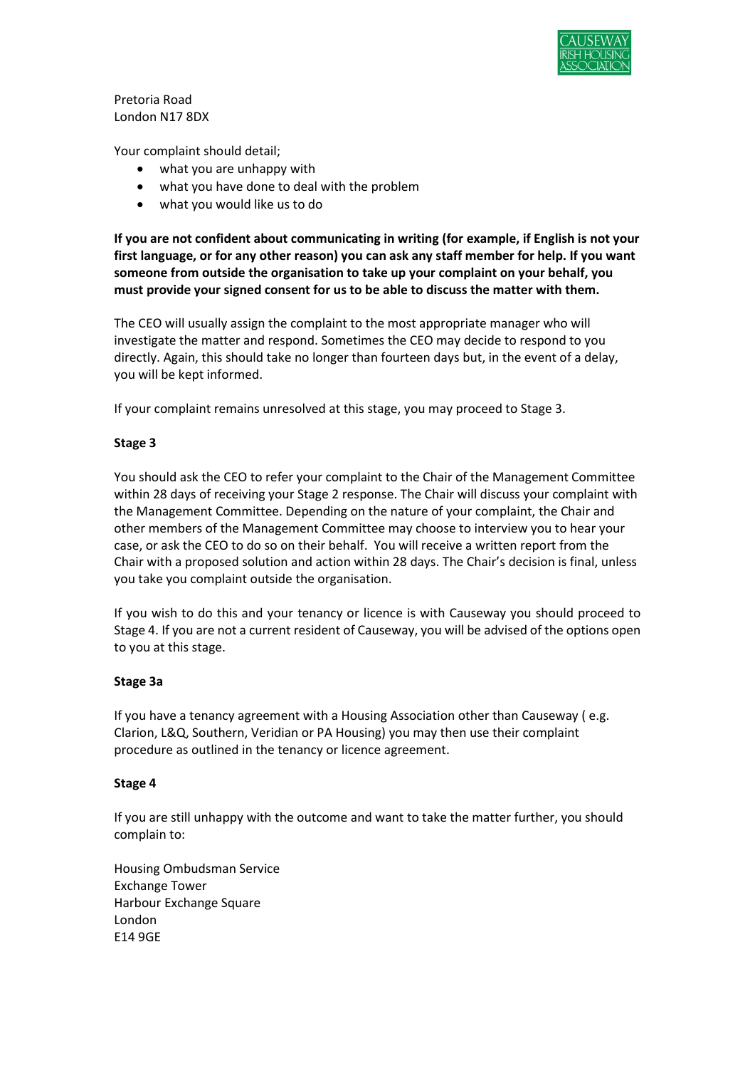Pretoria Road
London N17 8DX

Your complaint should detail;

- what you are unhappy with
- what you have done to deal with the problem
- what you would like us to do

**If you are not confident about communicating in writing (for example, if English is not your first language, or for any other reason) you can ask any staff member for help. If you want someone from outside the organisation to take up your complaint on your behalf, you must provide your signed consent for us to be able to discuss the matter with them.**

The CEO will usually assign the complaint to the most appropriate manager who will investigate the matter and respond. Sometimes the CEO may decide to respond to you directly. Again, this should take no longer than fourteen days but, in the event of a delay, you will be kept informed.

If your complaint remains unresolved at this stage, you may proceed to Stage 3.

**Stage 3**

You should ask the CEO to refer your complaint to the Chair of the Management Committee within 28 days of receiving your Stage 2 response. The Chair will discuss your complaint with the Management Committee. Depending on the nature of your complaint, the Chair and other members of the Management Committee may choose to interview you to hear your case, or ask the CEO to do so on their behalf. You will receive a written report from the Chair with a proposed solution and action within 28 days. The Chair's decision is final, unless you take you complaint outside the organisation.

If you wish to do this and your tenancy or licence is with Causeway you should proceed to Stage 4. If you are not a current resident of Causeway, you will be advised of the options open to you at this stage.

**Stage 3a**

If you have a tenancy agreement with a Housing Association other than Causeway ( e.g. Clarion, L&Q, Southern, Veridian or PA Housing) you may then use their complaint procedure as outlined in the tenancy or licence agreement.

**Stage 4**

If you are still unhappy with the outcome and want to take the matter further, you should complain to:

Housing Ombudsman Service
Exchange Tower
Harbour Exchange Square
London
E14 9GE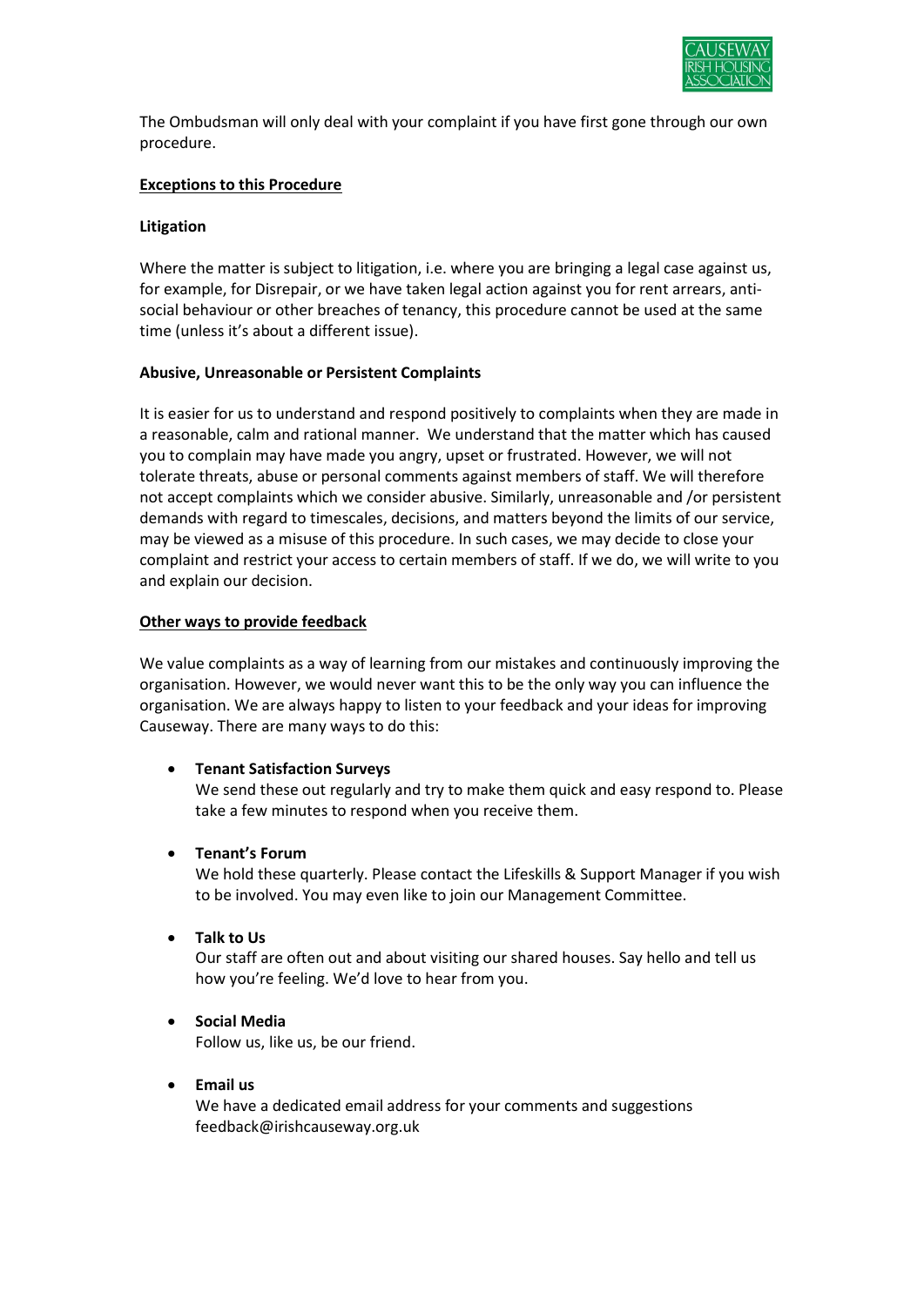The Ombudsman will only deal with your complaint if you have first gone through our own procedure.

## Exceptions to this Procedure

### Litigation

Where the matter is subject to litigation, i.e. where you are bringing a legal case against us, for example, for Disrepair, or we have taken legal action against you for rent arrears, anti-social behaviour or other breaches of tenancy, this procedure cannot be used at the same time (unless it's about a different issue).

### Abusive, Unreasonable or Persistent Complaints

It is easier for us to understand and respond positively to complaints when they are made in a reasonable, calm and rational manner. We understand that the matter which has caused you to complain may have made you angry, upset or frustrated. However, we will not tolerate threats, abuse or personal comments against members of staff. We will therefore not accept complaints which we consider abusive. Similarly, unreasonable and /or persistent demands with regard to timescales, decisions, and matters beyond the limits of our service, may be viewed as a misuse of this procedure. In such cases, we may decide to close your complaint and restrict your access to certain members of staff. If we do, we will write to you and explain our decision.

## Other ways to provide feedback

We value complaints as a way of learning from our mistakes and continuously improving the organisation. However, we would never want this to be the only way you can influence the organisation. We are always happy to listen to your feedback and your ideas for improving Causeway. There are many ways to do this:

- **Tenant Satisfaction Surveys**
  We send these out regularly and try to make them quick and easy respond to. Please take a few minutes to respond when you receive them.

- **Tenant's Forum**
  We hold these quarterly. Please contact the Lifeskills & Support Manager if you wish to be involved. You may even like to join our Management Committee.

- **Talk to Us**
  Our staff are often out and about visiting our shared houses. Say hello and tell us how you're feeling. We'd love to hear from you.

- **Social Media**
  Follow us, like us, be our friend.

- **Email us**
  We have a dedicated email address for your comments and suggestions feedback@irishcauseway.org.uk